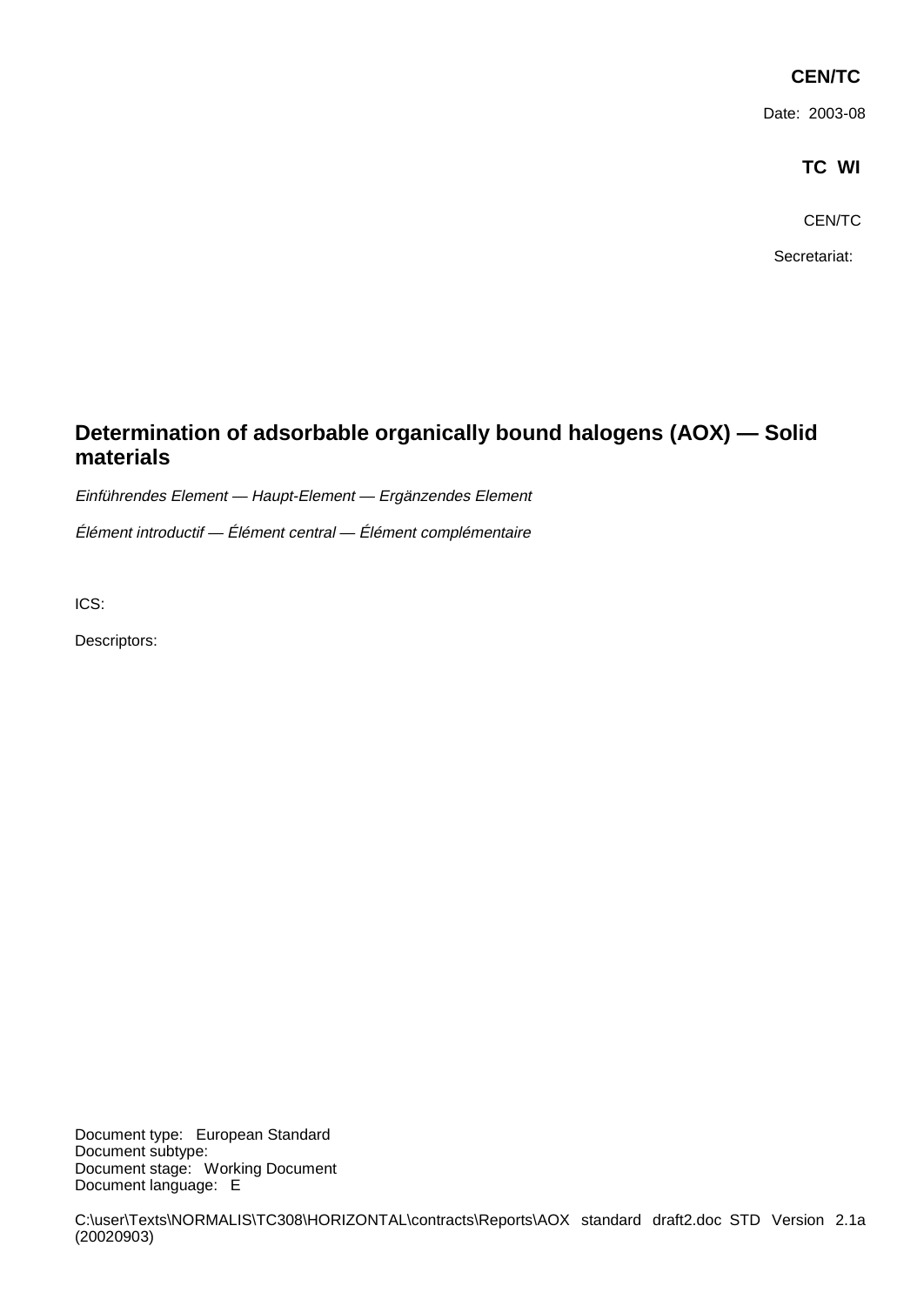**CEN/TC**

Date: 2003-08

**TC WI**

CEN/TC

Secretariat:

# Determination of adsorbable organically bound halogens (AOX) — Solid materials

*Einführendes Element — Haupt-Element — Ergänzendes Element*

*Élément introductif — Élément central — Élément complémentaire*

ICS:

Descriptors:

Document type: European Standard
Document subtype:
Document stage: Working Document
Document language: E

C:\user\Texts\NORMALIS\TC308\HORIZONTAL\contracts\Reports\AOX standard draft2.doc STD Version 2.1a (20020903)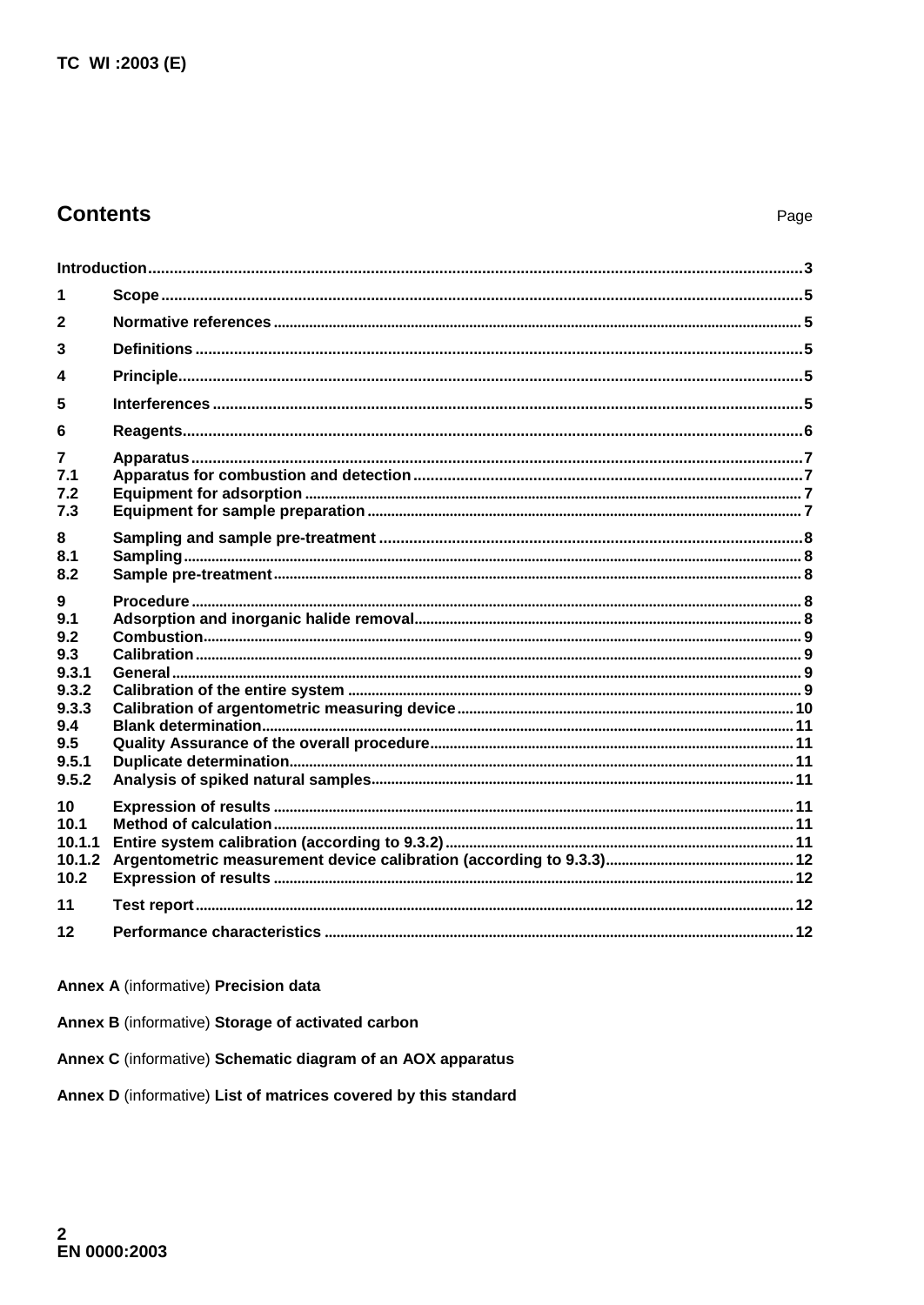## Contents

| | | Page |
|---|---|---|
| Introduction | | 3 |
| 1 | Scope | 5 |
| 2 | Normative references | 5 |
| 3 | Definitions | 5 |
| 4 | Principle | 5 |
| 5 | Interferences | 5 |
| 6 | Reagents | 6 |
| 7 | Apparatus | 7 |
| 7.1 | Apparatus for combustion and detection | 7 |
| 7.2 | Equipment for adsorption | 7 |
| 7.3 | Equipment for sample preparation | 7 |
| 8 | Sampling and sample pre-treatment | 8 |
| 8.1 | Sampling | 8 |
| 8.2 | Sample pre-treatment | 8 |
| 9 | Procedure | 8 |
| 9.1 | Adsorption and inorganic halide removal | 8 |
| 9.2 | Combustion | 9 |
| 9.3 | Calibration | 9 |
| 9.3.1 | General | 9 |
| 9.3.2 | Calibration of the entire system | 9 |
| 9.3.3 | Calibration of argentometric measuring device | 10 |
| 9.4 | Blank determination | 11 |
| 9.5 | Quality Assurance of the overall procedure | 11 |
| 9.5.1 | Duplicate determination | 11 |
| 9.5.2 | Analysis of spiked natural samples | 11 |
| 10 | Expression of results | 11 |
| 10.1 | Method of calculation | 11 |
| 10.1.1 | Entire system calibration (according to 9.3.2) | 11 |
| 10.1.2 | Argentometric measurement device calibration (according to 9.3.3) | 12 |
| 10.2 | Expression of results | 12 |
| 11 | Test report | 12 |
| 12 | Performance characteristics | 12 |

**Annex A** (informative) **Precision data**

**Annex B** (informative) **Storage of activated carbon**

**Annex C** (informative) **Schematic diagram of an AOX apparatus**

**Annex D** (informative) **List of matrices covered by this standard**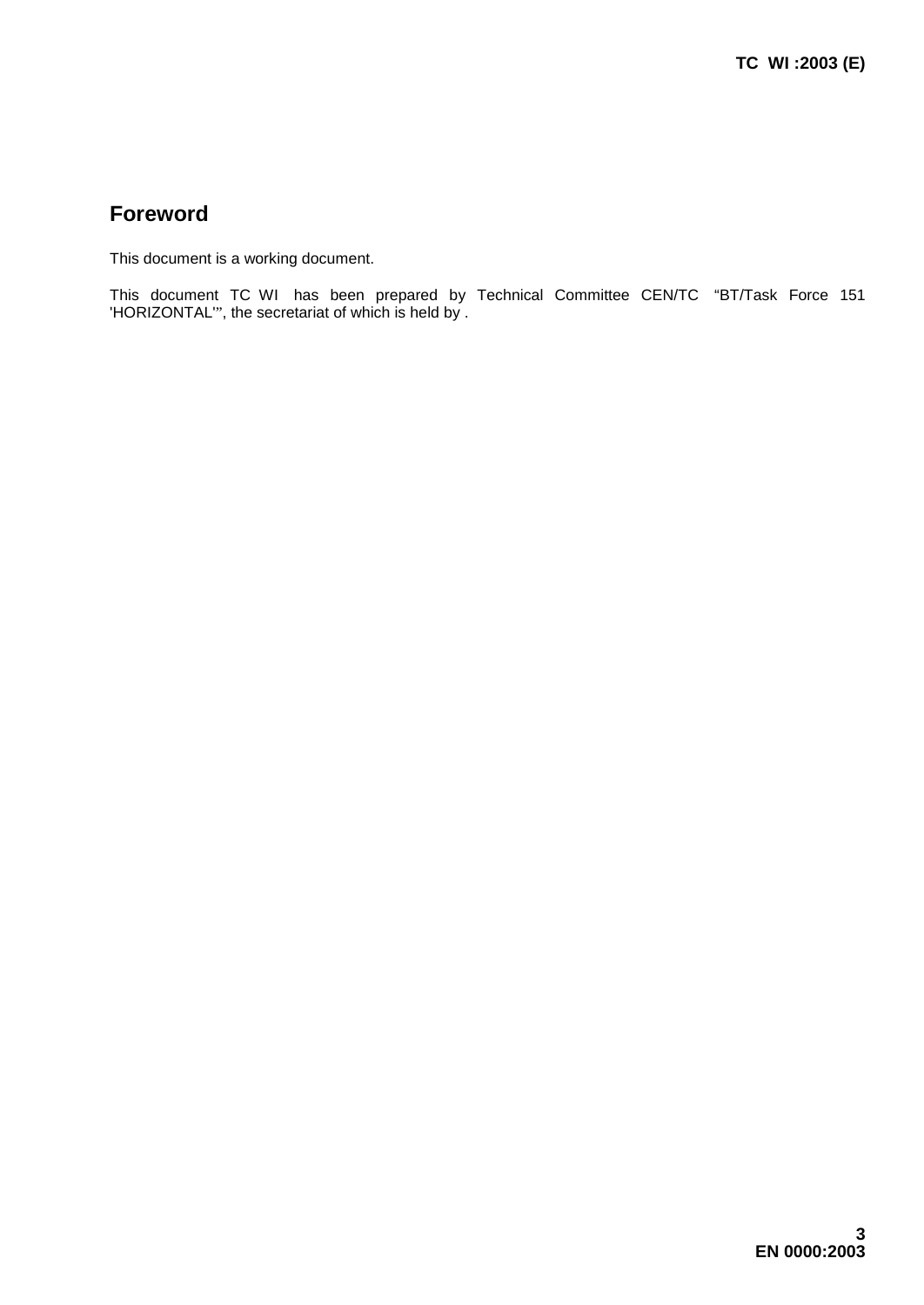## Foreword

This document is a working document.

This document TC WI  has been prepared by Technical Committee CEN/TC  “BT/Task Force 151 'HORIZONTAL'”, the secretariat of which is held by .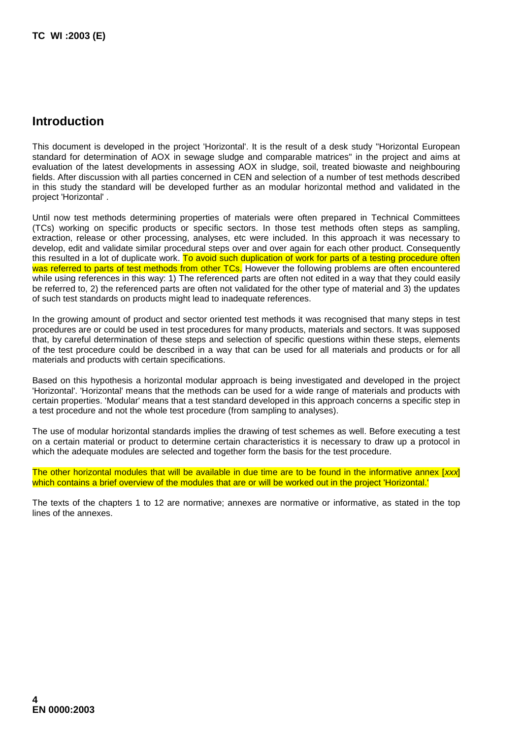## Introduction

This document is developed in the project 'Horizontal'. It is the result of a desk study "Horizontal European standard for determination of AOX in sewage sludge and comparable matrices" in the project and aims at evaluation of the latest developments in assessing AOX in sludge, soil, treated biowaste and neighbouring fields. After discussion with all parties concerned in CEN and selection of a number of test methods described in this study the standard will be developed further as an modular horizontal method and validated in the project 'Horizontal' .

Until now test methods determining properties of materials were often prepared in Technical Committees (TCs) working on specific products or specific sectors. In those test methods often steps as sampling, extraction, release or other processing, analyses, etc were included. In this approach it was necessary to develop, edit and validate similar procedural steps over and over again for each other product. Consequently this resulted in a lot of duplicate work. To avoid such duplication of work for parts of a testing procedure often was referred to parts of test methods from other TCs. However the following problems are often encountered while using references in this way: 1) The referenced parts are often not edited in a way that they could easily be referred to, 2) the referenced parts are often not validated for the other type of material and 3) the updates of such test standards on products might lead to inadequate references.

In the growing amount of product and sector oriented test methods it was recognised that many steps in test procedures are or could be used in test procedures for many products, materials and sectors. It was supposed that, by careful determination of these steps and selection of specific questions within these steps, elements of the test procedure could be described in a way that can be used for all materials and products or for all materials and products with certain specifications.

Based on this hypothesis a horizontal modular approach is being investigated and developed in the project 'Horizontal'. 'Horizontal' means that the methods can be used for a wide range of materials and products with certain properties. 'Modular' means that a test standard developed in this approach concerns a specific step in a test procedure and not the whole test procedure (from sampling to analyses).

The use of modular horizontal standards implies the drawing of test schemes as well. Before executing a test on a certain material or product to determine certain characteristics it is necessary to draw up a protocol in which the adequate modules are selected and together form the basis for the test procedure.

The other horizontal modules that will be available in due time are to be found in the informative annex [*xxx*] which contains a brief overview of the modules that are or will be worked out in the project 'Horizontal.'

The texts of the chapters 1 to 12 are normative; annexes are normative or informative, as stated in the top lines of the annexes.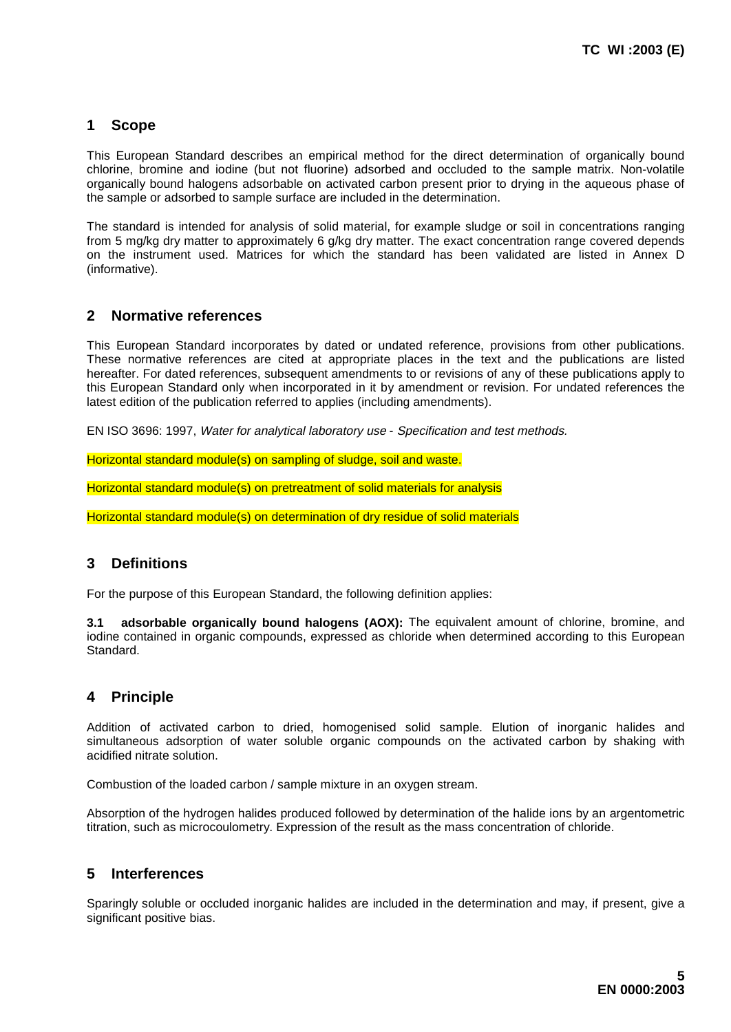## 1 Scope

This European Standard describes an empirical method for the direct determination of organically bound chlorine, bromine and iodine (but not fluorine) adsorbed and occluded to the sample matrix. Non-volatile organically bound halogens adsorbable on activated carbon present prior to drying in the aqueous phase of the sample or adsorbed to sample surface are included in the determination.

The standard is intended for analysis of solid material, for example sludge or soil in concentrations ranging from 5 mg/kg dry matter to approximately 6 g/kg dry matter. The exact concentration range covered depends on the instrument used. Matrices for which the standard has been validated are listed in Annex D (informative).

## 2 Normative references

This European Standard incorporates by dated or undated reference, provisions from other publications. These normative references are cited at appropriate places in the text and the publications are listed hereafter. For dated references, subsequent amendments to or revisions of any of these publications apply to this European Standard only when incorporated in it by amendment or revision. For undated references the latest edition of the publication referred to applies (including amendments).

EN ISO 3696: 1997, *Water for analytical laboratory use - Specification and test methods.*

Horizontal standard module(s) on sampling of sludge, soil and waste.

Horizontal standard module(s) on pretreatment of solid materials for analysis

Horizontal standard module(s) on determination of dry residue of solid materials

## 3 Definitions

For the purpose of this European Standard, the following definition applies:

**3.1 adsorbable organically bound halogens (AOX):** The equivalent amount of chlorine, bromine, and iodine contained in organic compounds, expressed as chloride when determined according to this European Standard.

## 4 Principle

Addition of activated carbon to dried, homogenised solid sample. Elution of inorganic halides and simultaneous adsorption of water soluble organic compounds on the activated carbon by shaking with acidified nitrate solution.

Combustion of the loaded carbon / sample mixture in an oxygen stream.

Absorption of the hydrogen halides produced followed by determination of the halide ions by an argentometric titration, such as microcoulometry. Expression of the result as the mass concentration of chloride.

## 5 Interferences

Sparingly soluble or occluded inorganic halides are included in the determination and may, if present, give a significant positive bias.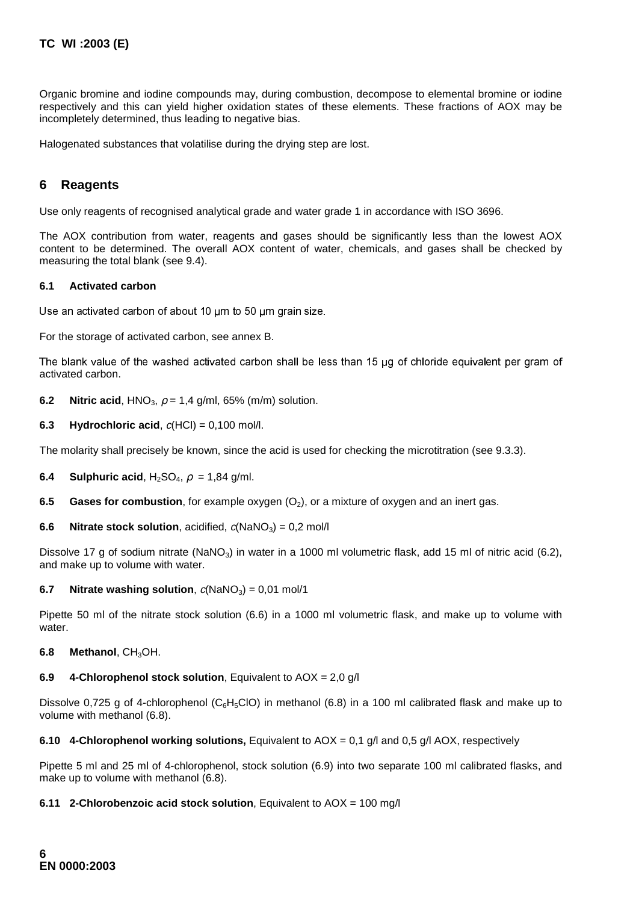Organic bromine and iodine compounds may, during combustion, decompose to elemental bromine or iodine respectively and this can yield higher oxidation states of these elements. These fractions of AOX may be incompletely determined, thus leading to negative bias.

Halogenated substances that volatilise during the drying step are lost.

## 6 Reagents

Use only reagents of recognised analytical grade and water grade 1 in accordance with ISO 3696.

The AOX contribution from water, reagents and gases should be significantly less than the lowest AOX content to be determined. The overall AOX content of water, chemicals, and gases shall be checked by measuring the total blank (see 9.4).

### 6.1 Activated carbon

Use an activated carbon of about 10 µm to 50 µm grain size.

For the storage of activated carbon, see annex B.

The blank value of the washed activated carbon shall be less than 15 µg of chloride equivalent per gram of activated carbon.

**6.2 Nitric acid**, $HNO_3$, $\rho = 1{,}4$ g/ml, 65% (m/m) solution.

**6.3 Hydrochloric acid**, $c(HCl) = 0{,}100$ mol/l.

The molarity shall precisely be known, since the acid is used for checking the microtitration (see 9.3.3).

**6.4 Sulphuric acid**, $H_2SO_4$, $\rho = 1{,}84$ g/ml.

**6.5 Gases for combustion**, for example oxygen ($O_2$), or a mixture of oxygen and an inert gas.

**6.6 Nitrate stock solution**, acidified, $c(NaNO_3) = 0{,}2$ mol/l

Dissolve 17 g of sodium nitrate ($NaNO_3$) in water in a 1000 ml volumetric flask, add 15 ml of nitric acid (6.2), and make up to volume with water.

**6.7 Nitrate washing solution**, $c(NaNO_3) = 0{,}01$ mol/1

Pipette 50 ml of the nitrate stock solution (6.6) in a 1000 ml volumetric flask, and make up to volume with water.

**6.8 Methanol**, $CH_3OH$.

**6.9 4-Chlorophenol stock solution**, Equivalent to AOX = 2,0 g/l

Dissolve 0,725 g of 4-chlorophenol ($C_6H_5ClO$) in methanol (6.8) in a 100 ml calibrated flask and make up to volume with methanol (6.8).

**6.10 4-Chlorophenol working solutions,** Equivalent to AOX = 0,1 g/l and 0,5 g/l AOX, respectively

Pipette 5 ml and 25 ml of 4-chlorophenol, stock solution (6.9) into two separate 100 ml calibrated flasks, and make up to volume with methanol (6.8).

**6.11 2-Chlorobenzoic acid stock solution**, Equivalent to AOX = 100 mg/l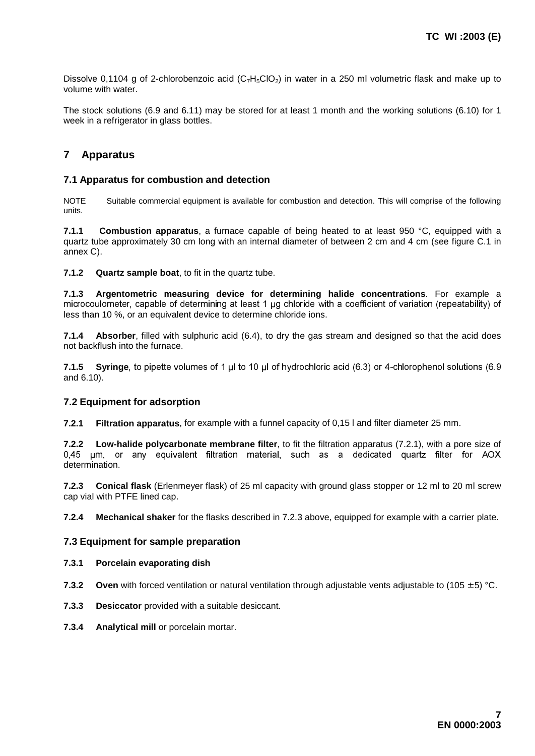Dissolve 0,1104 g of 2-chlorobenzoic acid ($C_7H_5ClO_2$) in water in a 250 ml volumetric flask and make up to volume with water.

The stock solutions (6.9 and 6.11) may be stored for at least 1 month and the working solutions (6.10) for 1 week in a refrigerator in glass bottles.

## 7 Apparatus

### 7.1 Apparatus for combustion and detection

NOTE Suitable commercial equipment is available for combustion and detection. This will comprise of the following units.

**7.1.1 Combustion apparatus**, a furnace capable of being heated to at least 950 °C, equipped with a quartz tube approximately 30 cm long with an internal diameter of between 2 cm and 4 cm (see figure C.1 in annex C).

**7.1.2 Quartz sample boat**, to fit in the quartz tube.

**7.1.3 Argentometric measuring device for determining halide concentrations**. For example a microcoulometer, capable of determining at least 1 µg chloride with a coefficient of variation (repeatability) of less than 10 %, or an equivalent device to determine chloride ions.

**7.1.4 Absorber**, filled with sulphuric acid (6.4), to dry the gas stream and designed so that the acid does not backflush into the furnace.

**7.1.5 Syringe**, to pipette volumes of 1 µl to 10 µl of hydrochloric acid (6.3) or 4-chlorophenol solutions (6.9 and 6.10).

### 7.2 Equipment for adsorption

**7.2.1 Filtration apparatus**, for example with a funnel capacity of 0,15 l and filter diameter 25 mm.

**7.2.2 Low-halide polycarbonate membrane filter**, to fit the filtration apparatus (7.2.1), with a pore size of 0,45 µm, or any equivalent filtration material, such as a dedicated quartz filter for AOX determination.

**7.2.3 Conical flask** (Erlenmeyer flask) of 25 ml capacity with ground glass stopper or 12 ml to 20 ml screw cap vial with PTFE lined cap.

**7.2.4 Mechanical shaker** for the flasks described in 7.2.3 above, equipped for example with a carrier plate.

### 7.3 Equipment for sample preparation

**7.3.1 Porcelain evaporating dish**

**7.3.2 Oven** with forced ventilation or natural ventilation through adjustable vents adjustable to (105 ± 5) °C.

**7.3.3 Desiccator** provided with a suitable desiccant.

**7.3.4 Analytical mill** or porcelain mortar.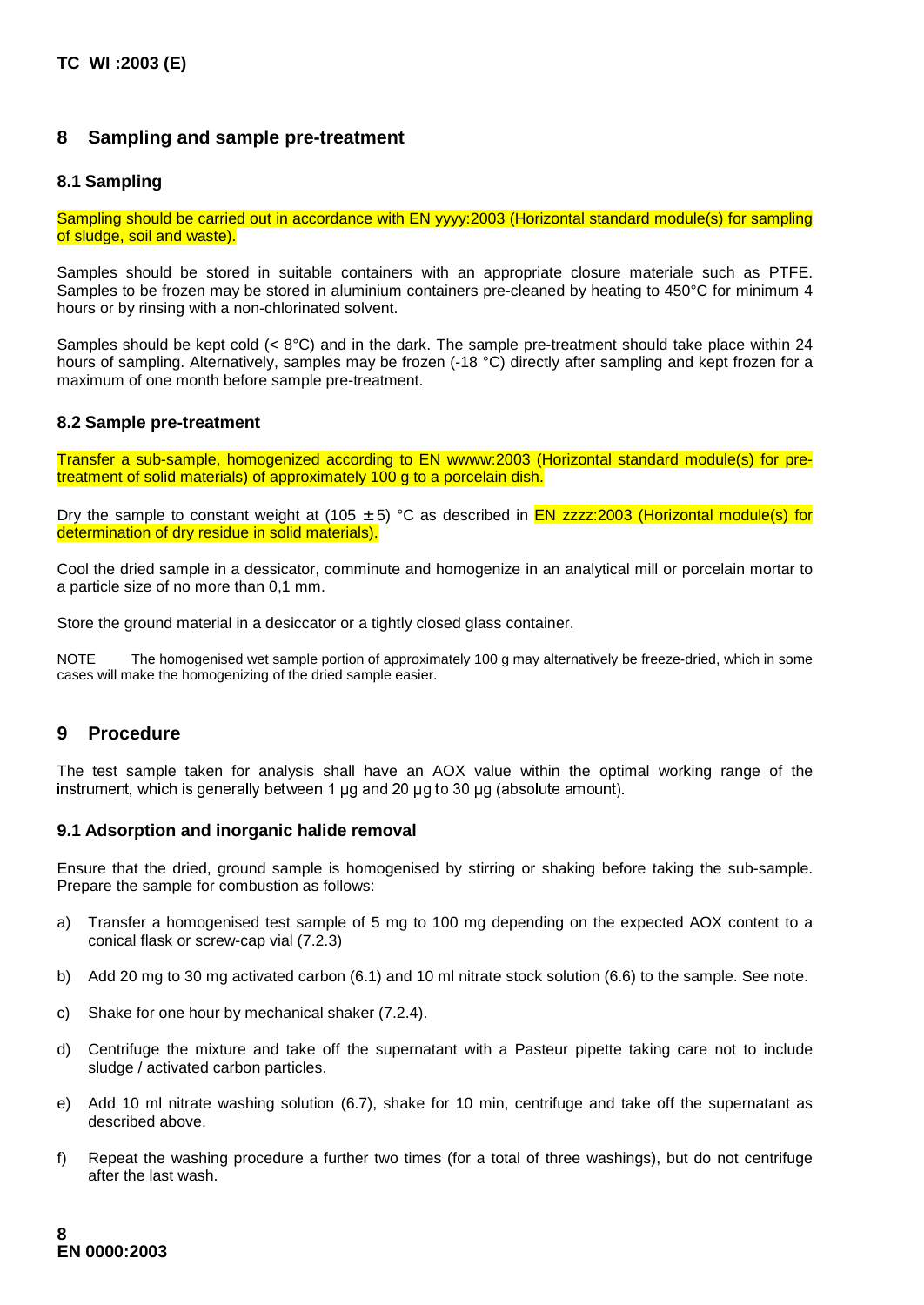## 8 Sampling and sample pre-treatment

### 8.1 Sampling

Sampling should be carried out in accordance with EN yyyy:2003 (Horizontal standard module(s) for sampling of sludge, soil and waste).

Samples should be stored in suitable containers with an appropriate closure materiale such as PTFE. Samples to be frozen may be stored in aluminium containers pre-cleaned by heating to 450°C for minimum 4 hours or by rinsing with a non-chlorinated solvent.

Samples should be kept cold (< 8°C) and in the dark. The sample pre-treatment should take place within 24 hours of sampling. Alternatively, samples may be frozen (-18 °C) directly after sampling and kept frozen for a maximum of one month before sample pre-treatment.

### 8.2 Sample pre-treatment

Transfer a sub-sample, homogenized according to EN wwww:2003 (Horizontal standard module(s) for pre-treatment of solid materials) of approximately 100 g to a porcelain dish.

Dry the sample to constant weight at (105 ± 5) °C as described in EN zzzz:2003 (Horizontal module(s) for determination of dry residue in solid materials).

Cool the dried sample in a dessicator, comminute and homogenize in an analytical mill or porcelain mortar to a particle size of no more than 0,1 mm.

Store the ground material in a desiccator or a tightly closed glass container.

NOTE The homogenised wet sample portion of approximately 100 g may alternatively be freeze-dried, which in some cases will make the homogenizing of the dried sample easier.

## 9 Procedure

The test sample taken for analysis shall have an AOX value within the optimal working range of the instrument, which is generally between 1 µg and 20 µg to 30 µg (absolute amount).

### 9.1 Adsorption and inorganic halide removal

Ensure that the dried, ground sample is homogenised by stirring or shaking before taking the sub-sample. Prepare the sample for combustion as follows:

a) Transfer a homogenised test sample of 5 mg to 100 mg depending on the expected AOX content to a conical flask or screw-cap vial (7.2.3)

b) Add 20 mg to 30 mg activated carbon (6.1) and 10 ml nitrate stock solution (6.6) to the sample. See note.

c) Shake for one hour by mechanical shaker (7.2.4).

d) Centrifuge the mixture and take off the supernatant with a Pasteur pipette taking care not to include sludge / activated carbon particles.

e) Add 10 ml nitrate washing solution (6.7), shake for 10 min, centrifuge and take off the supernatant as described above.

f) Repeat the washing procedure a further two times (for a total of three washings), but do not centrifuge after the last wash.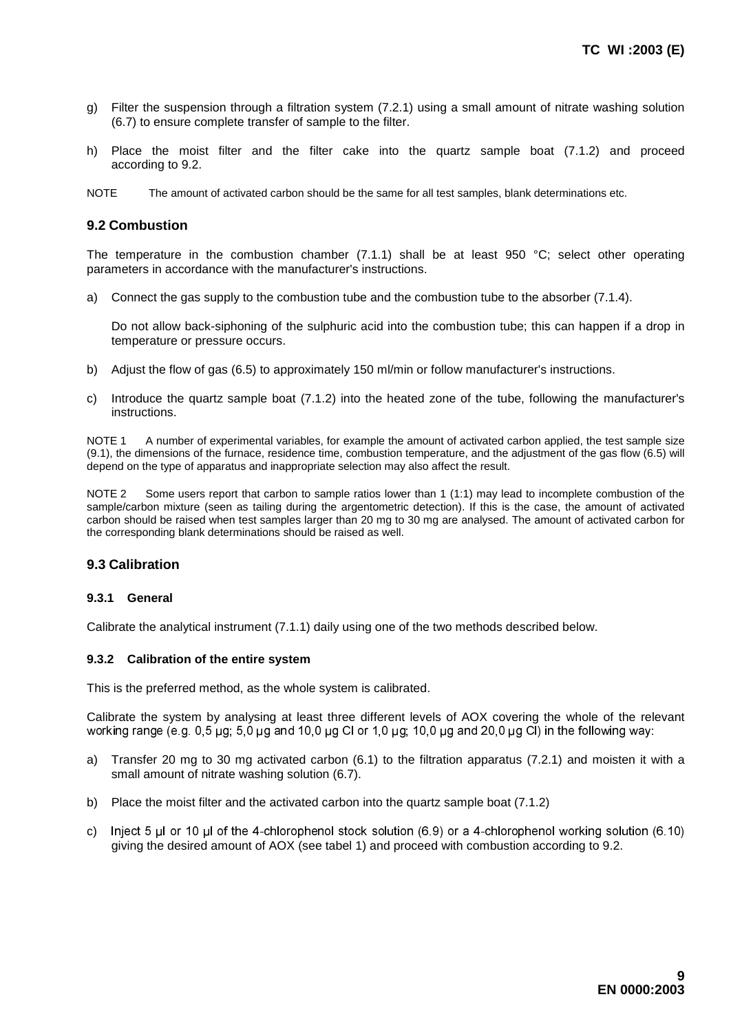g) Filter the suspension through a filtration system (7.2.1) using a small amount of nitrate washing solution (6.7) to ensure complete transfer of sample to the filter.

h) Place the moist filter and the filter cake into the quartz sample boat (7.1.2) and proceed according to 9.2.

NOTE The amount of activated carbon should be the same for all test samples, blank determinations etc.

## 9.2 Combustion

The temperature in the combustion chamber (7.1.1) shall be at least 950 °C; select other operating parameters in accordance with the manufacturer's instructions.

a) Connect the gas supply to the combustion tube and the combustion tube to the absorber (7.1.4).

   Do not allow back-siphoning of the sulphuric acid into the combustion tube; this can happen if a drop in temperature or pressure occurs.

b) Adjust the flow of gas (6.5) to approximately 150 ml/min or follow manufacturer's instructions.

c) Introduce the quartz sample boat (7.1.2) into the heated zone of the tube, following the manufacturer's instructions.

NOTE 1 A number of experimental variables, for example the amount of activated carbon applied, the test sample size (9.1), the dimensions of the furnace, residence time, combustion temperature, and the adjustment of the gas flow (6.5) will depend on the type of apparatus and inappropriate selection may also affect the result.

NOTE 2 Some users report that carbon to sample ratios lower than 1 (1:1) may lead to incomplete combustion of the sample/carbon mixture (seen as tailing during the argentometric detection). If this is the case, the amount of activated carbon should be raised when test samples larger than 20 mg to 30 mg are analysed. The amount of activated carbon for the corresponding blank determinations should be raised as well.

## 9.3 Calibration

### 9.3.1 General

Calibrate the analytical instrument (7.1.1) daily using one of the two methods described below.

### 9.3.2 Calibration of the entire system

This is the preferred method, as the whole system is calibrated.

Calibrate the system by analysing at least three different levels of AOX covering the whole of the relevant working range (e.g. 0,5 µg; 5,0 µg and 10,0 µg Cl or 1,0 µg; 10,0 µg and 20,0 µg Cl) in the following way:

a) Transfer 20 mg to 30 mg activated carbon (6.1) to the filtration apparatus (7.2.1) and moisten it with a small amount of nitrate washing solution (6.7).

b) Place the moist filter and the activated carbon into the quartz sample boat (7.1.2)

c) Inject 5 µl or 10 µl of the 4-chlorophenol stock solution (6.9) or a 4-chlorophenol working solution (6.10) giving the desired amount of AOX (see tabel 1) and proceed with combustion according to 9.2.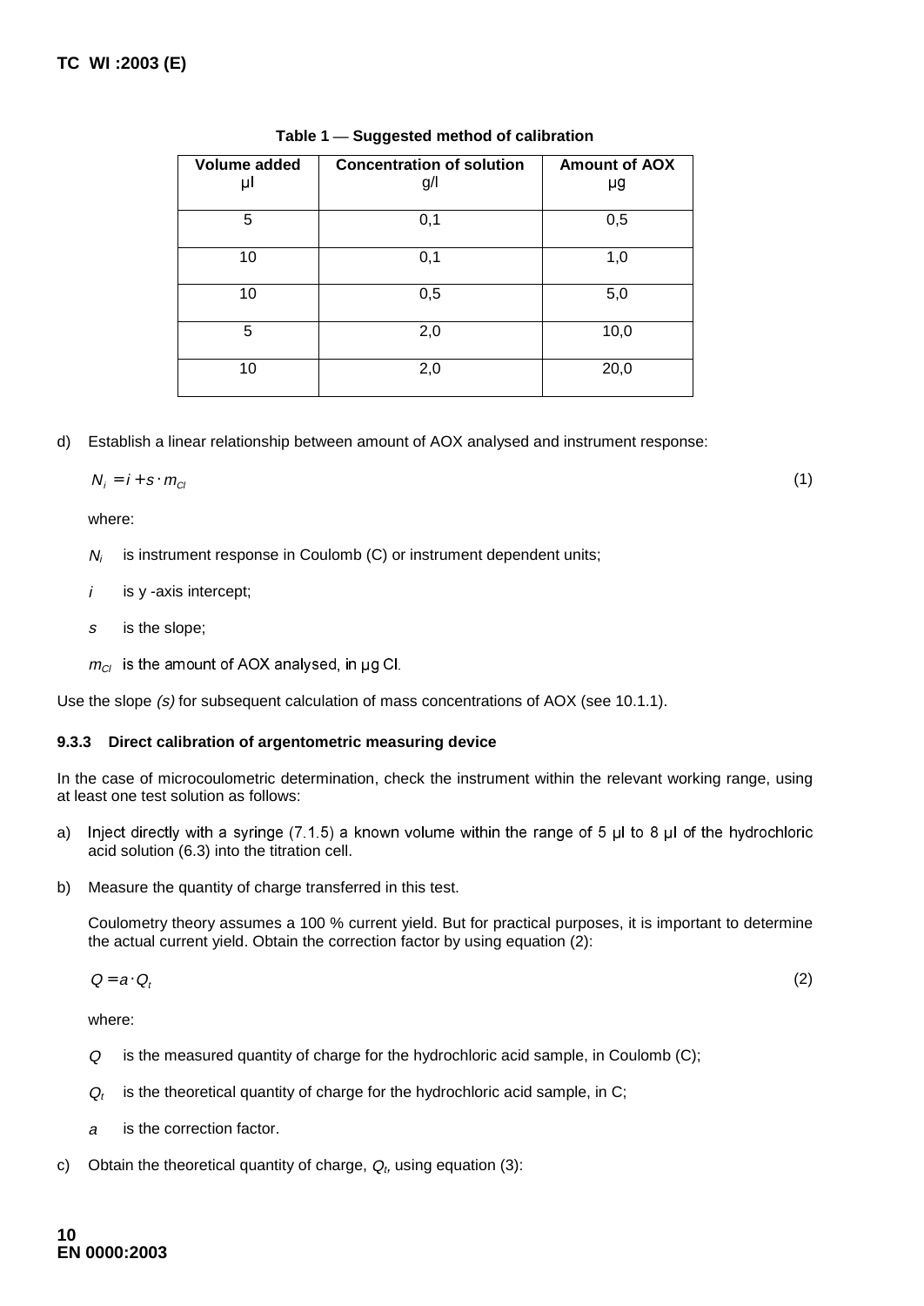**Table 1 — Suggested method of calibration**

| Volume added<br>µl | Concentration of solution<br>g/l | Amount of AOX<br>µg |
|---|---|---|
| 5 | 0,1 | 0,5 |
| 10 | 0,1 | 1,0 |
| 10 | 0,5 | 5,0 |
| 5 | 2,0 | 10,0 |
| 10 | 2,0 | 20,0 |

d) Establish a linear relationship between amount of AOX analysed and instrument response:

$$N_i = i + s \cdot m_{Cl} \tag{1}$$

where:

$N_i$ is instrument response in Coulomb (C) or instrument dependent units;

$i$ is y -axis intercept;

$s$ is the slope;

$m_{Cl}$ is the amount of AOX analysed, in µg Cl.

Use the slope *(s)* for subsequent calculation of mass concentrations of AOX (see 10.1.1).

### 9.3.3 Direct calibration of argentometric measuring device

In the case of microcoulometric determination, check the instrument within the relevant working range, using at least one test solution as follows:

a) Inject directly with a syringe (7.1.5) a known volume within the range of 5 µl to 8 µl of the hydrochloric acid solution (6.3) into the titration cell.

b) Measure the quantity of charge transferred in this test.

Coulometry theory assumes a 100 % current yield. But for practical purposes, it is important to determine the actual current yield. Obtain the correction factor by using equation (2):

$$Q = a \cdot Q_t \tag{2}$$

where:

$Q$ is the measured quantity of charge for the hydrochloric acid sample, in Coulomb (C);

$Q_t$ is the theoretical quantity of charge for the hydrochloric acid sample, in C;

$a$ is the correction factor.

c) Obtain the theoretical quantity of charge, $Q_t$, using equation (3):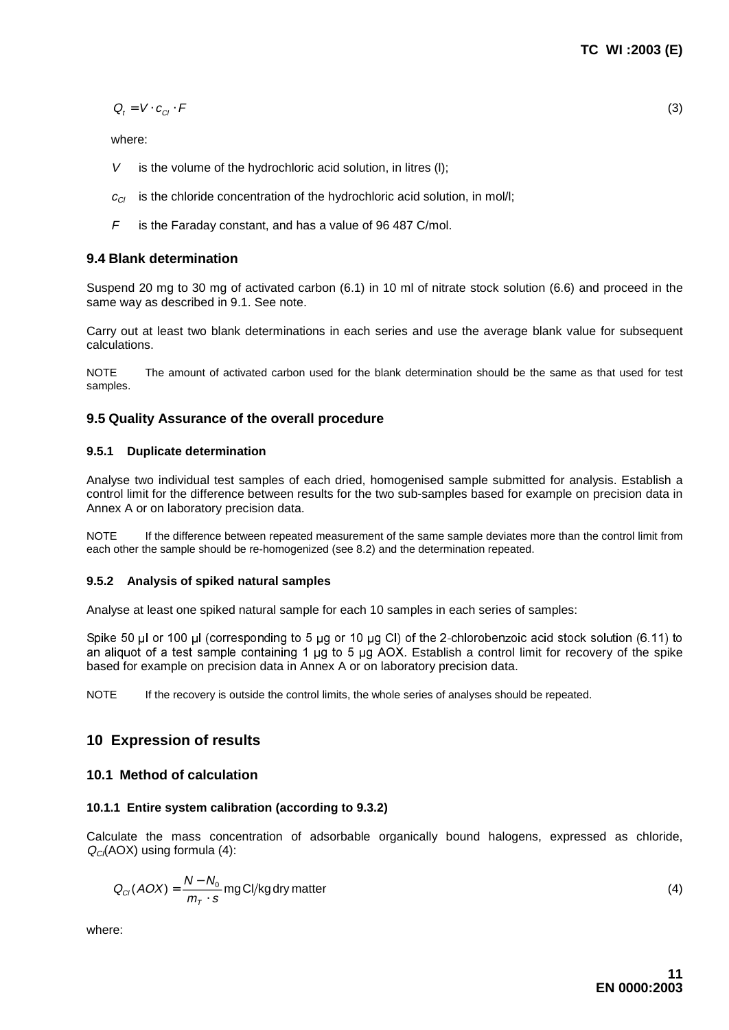$$Q_t = V \cdot c_{Cl} \cdot F \tag{3}$$

where:

$V$ is the volume of the hydrochloric acid solution, in litres (l);

$c_{Cl}$ is the chloride concentration of the hydrochloric acid solution, in mol/l;

$F$ is the Faraday constant, and has a value of 96 487 C/mol.

### 9.4 Blank determination

Suspend 20 mg to 30 mg of activated carbon (6.1) in 10 ml of nitrate stock solution (6.6) and proceed in the same way as described in 9.1. See note.

Carry out at least two blank determinations in each series and use the average blank value for subsequent calculations.

NOTE The amount of activated carbon used for the blank determination should be the same as that used for test samples.

### 9.5 Quality Assurance of the overall procedure

#### 9.5.1 Duplicate determination

Analyse two individual test samples of each dried, homogenised sample submitted for analysis. Establish a control limit for the difference between results for the two sub-samples based for example on precision data in Annex A or on laboratory precision data.

NOTE If the difference between repeated measurement of the same sample deviates more than the control limit from each other the sample should be re-homogenized (see 8.2) and the determination repeated.

#### 9.5.2 Analysis of spiked natural samples

Analyse at least one spiked natural sample for each 10 samples in each series of samples:

Spike 50 µl or 100 µl (corresponding to 5 µg or 10 µg Cl) of the 2-chlorobenzoic acid stock solution (6.11) to an aliquot of a test sample containing 1 µg to 5 µg AOX. Establish a control limit for recovery of the spike based for example on precision data in Annex A or on laboratory precision data.

NOTE If the recovery is outside the control limits, the whole series of analyses should be repeated.

## 10 Expression of results

### 10.1 Method of calculation

#### 10.1.1 Entire system calibration (according to 9.3.2)

Calculate the mass concentration of adsorbable organically bound halogens, expressed as chloride, $Q_{Cl}$(AOX) using formula (4):

$$Q_{Cl}(AOX) = \frac{N - N_0}{m_T \cdot s} \text{ mg Cl/kg dry matter} \tag{4}$$

where: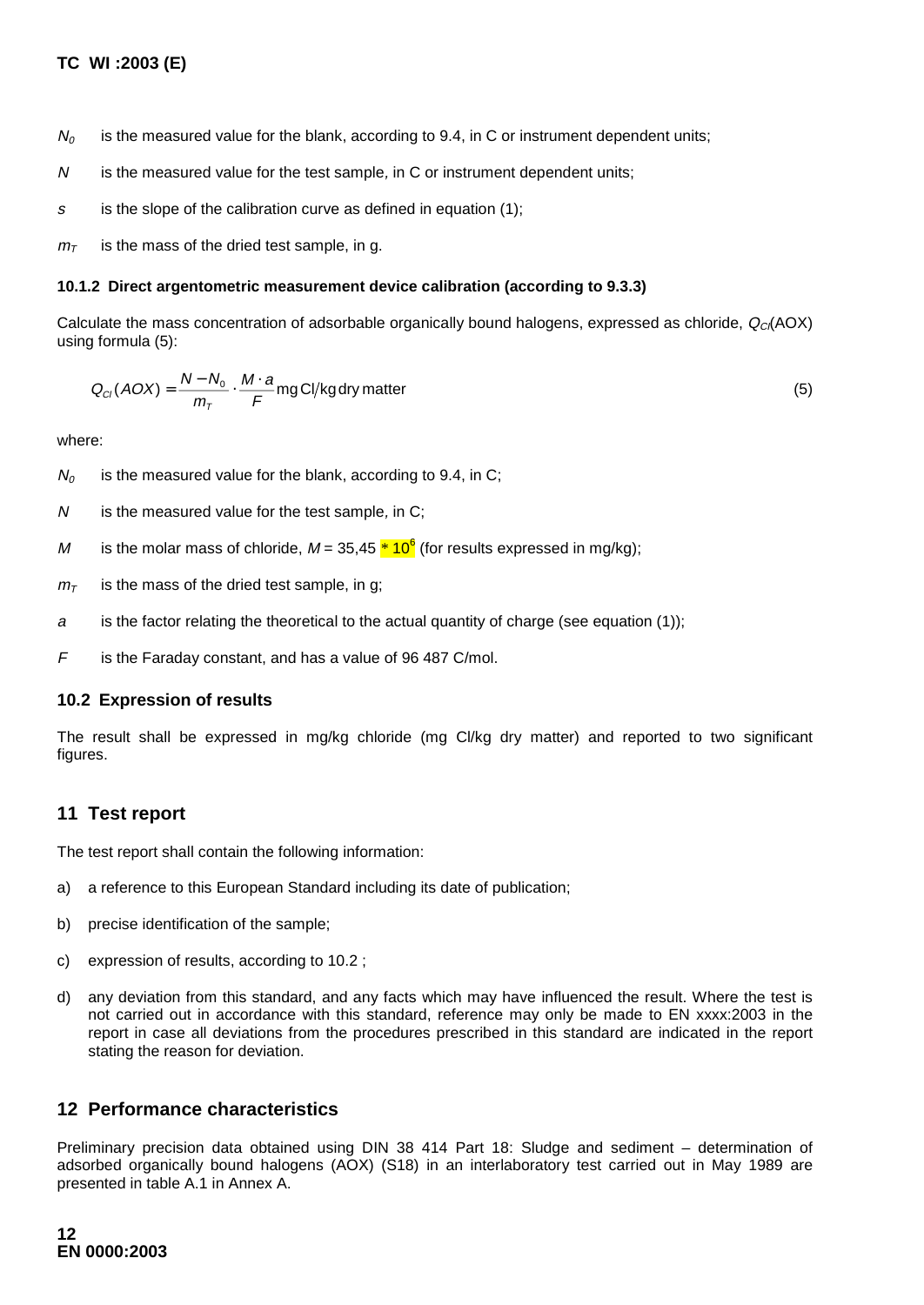$N_0$ is the measured value for the blank, according to 9.4, in C or instrument dependent units;

$N$ is the measured value for the test sample, in C or instrument dependent units;

$s$ is the slope of the calibration curve as defined in equation (1);

$m_T$ is the mass of the dried test sample, in g.

#### 10.1.2 Direct argentometric measurement device calibration (according to 9.3.3)

Calculate the mass concentration of adsorbable organically bound halogens, expressed as chloride, $Q_{Cl}$(AOX) using formula (5):

$$Q_{Cl}(AOX) = \frac{N - N_0}{m_T} \cdot \frac{M \cdot a}{F} \text{ mg Cl/kg dry matter} \tag{5}$$

where:

$N_0$ is the measured value for the blank, according to 9.4, in C;

$N$ is the measured value for the test sample, in C;

$M$ is the molar mass of chloride, $M = 35{,}45 * 10^6$ (for results expressed in mg/kg);

$m_T$ is the mass of the dried test sample, in g;

$a$ is the factor relating the theoretical to the actual quantity of charge (see equation (1));

$F$ is the Faraday constant, and has a value of 96 487 C/mol.

### 10.2 Expression of results

The result shall be expressed in mg/kg chloride (mg Cl/kg dry matter) and reported to two significant figures.

## 11 Test report

The test report shall contain the following information:

a) a reference to this European Standard including its date of publication;

b) precise identification of the sample;

c) expression of results, according to 10.2 ;

d) any deviation from this standard, and any facts which may have influenced the result. Where the test is not carried out in accordance with this standard, reference may only be made to EN xxxx:2003 in the report in case all deviations from the procedures prescribed in this standard are indicated in the report stating the reason for deviation.

## 12 Performance characteristics

Preliminary precision data obtained using DIN 38 414 Part 18: Sludge and sediment – determination of adsorbed organically bound halogens (AOX) (S18) in an interlaboratory test carried out in May 1989 are presented in table A.1 in Annex A.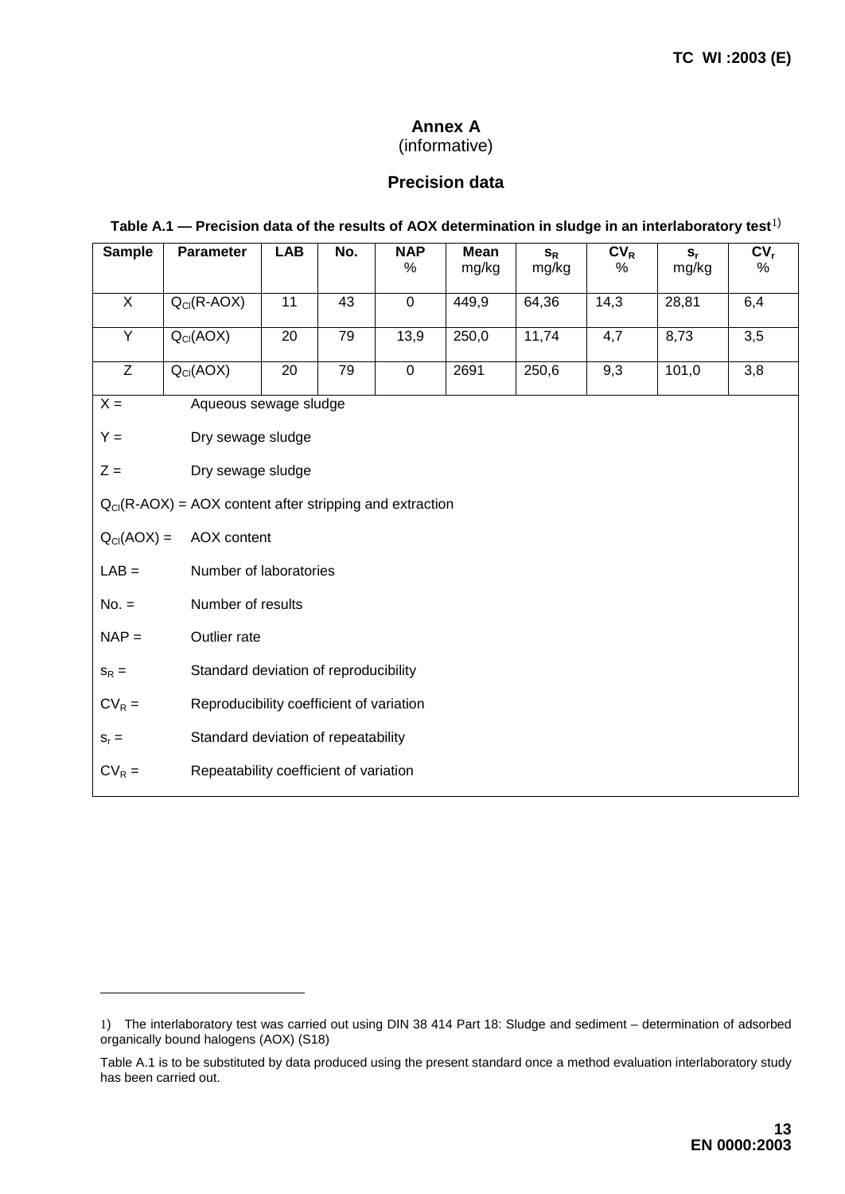# Annex A
(informative)

## Precision data

**Table A.1 — Precision data of the results of AOX determination in sludge in an interlaboratory test**[1)]

| Sample | Parameter | LAB | No. | NAP % | Mean mg/kg | $s_R$ mg/kg | $CV_R$ % | $s_r$ mg/kg | $CV_r$ % |
|---|---|---|---|---|---|---|---|---|---|
| X | $Q_{Cl}$(R-AOX) | 11 | 43 | 0 | 449,9 | 64,36 | 14,3 | 28,81 | 6,4 |
| Y | $Q_{Cl}$(AOX) | 20 | 79 | 13,9 | 250,0 | 11,74 | 4,7 | 8,73 | 3,5 |
| Z | $Q_{Cl}$(AOX) | 20 | 79 | 0 | 2691 | 250,6 | 9,3 | 101,0 | 3,8 |

X = Aqueous sewage sludge

Y = Dry sewage sludge

Z = Dry sewage sludge

$Q_{Cl}$(R-AOX) = AOX content after stripping and extraction

$Q_{Cl}$(AOX) = AOX content

LAB = Number of laboratories

No. = Number of results

NAP = Outlier rate

$s_R$ = Standard deviation of reproducibility

$CV_R$ = Reproducibility coefficient of variation

$s_r$ = Standard deviation of repeatability

$CV_R$ = Repeatability coefficient of variation

---

1) The interlaboratory test was carried out using DIN 38 414 Part 18: Sludge and sediment – determination of adsorbed organically bound halogens (AOX) (S18)

Table A.1 is to be substituted by data produced using the present standard once a method evaluation interlaboratory study has been carried out.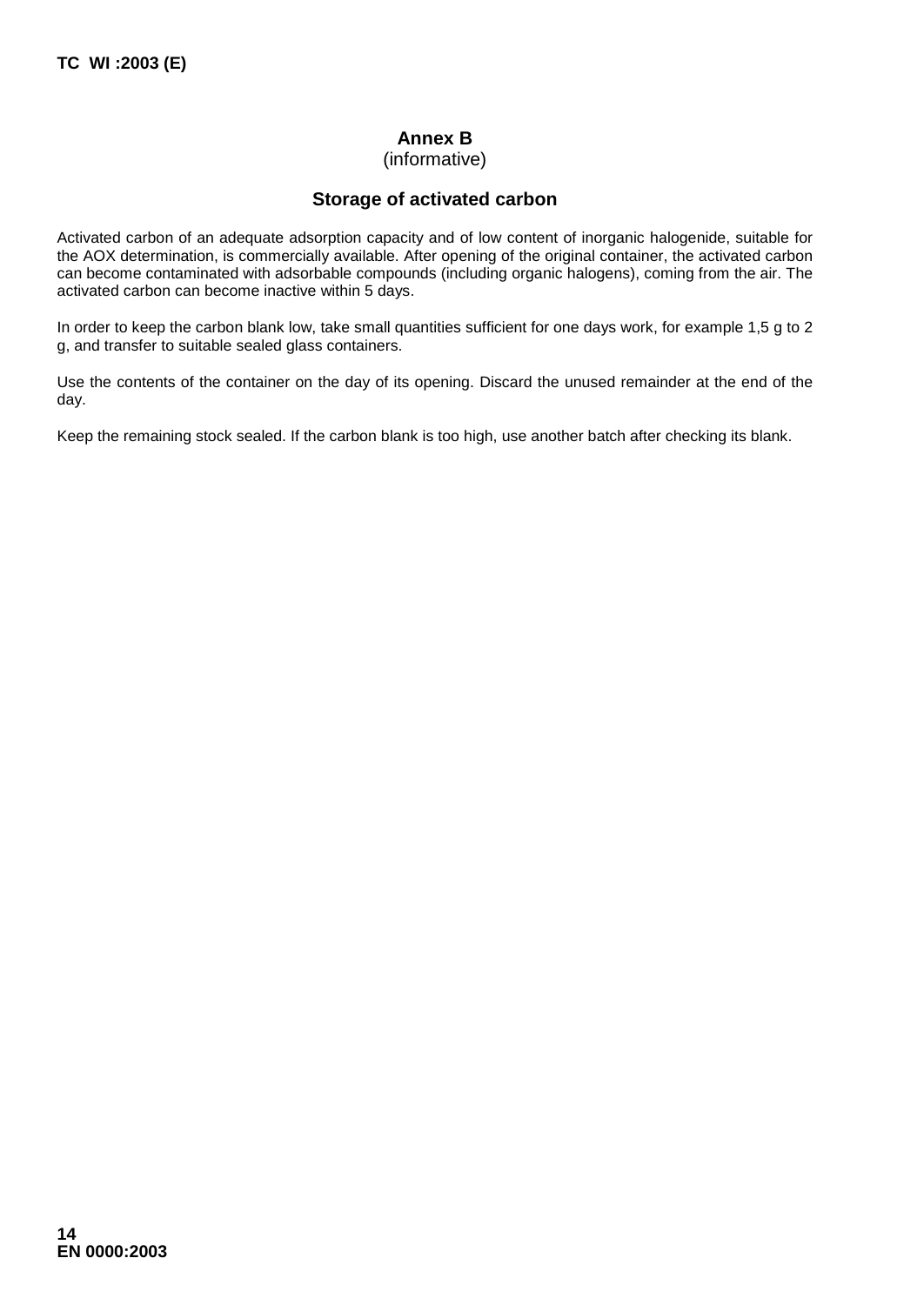# Annex B
(informative)

## Storage of activated carbon

Activated carbon of an adequate adsorption capacity and of low content of inorganic halogenide, suitable for the AOX determination, is commercially available. After opening of the original container, the activated carbon can become contaminated with adsorbable compounds (including organic halogens), coming from the air. The activated carbon can become inactive within 5 days.

In order to keep the carbon blank low, take small quantities sufficient for one days work, for example 1,5 g to 2 g, and transfer to suitable sealed glass containers.

Use the contents of the container on the day of its opening. Discard the unused remainder at the end of the day.

Keep the remaining stock sealed. If the carbon blank is too high, use another batch after checking its blank.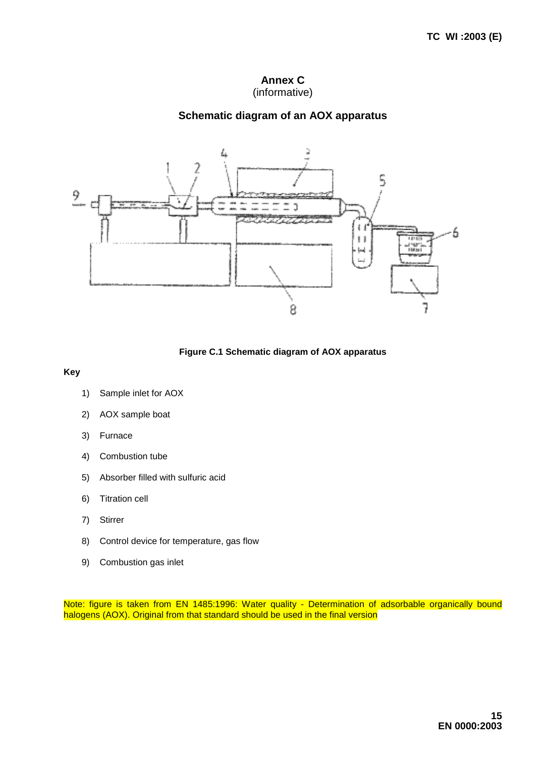# Annex C
(informative)

## Schematic diagram of an AOX apparatus

**Figure C.1 Schematic diagram of AOX apparatus**

**Key**

1) Sample inlet for AOX
2) AOX sample boat
3) Furnace
4) Combustion tube
5) Absorber filled with sulfuric acid
6) Titration cell
7) Stirrer
8) Control device for temperature, gas flow
9) Combustion gas inlet

Note: figure is taken from EN 1485:1996: Water quality - Determination of adsorbable organically bound halogens (AOX). Original from that standard should be used in the final version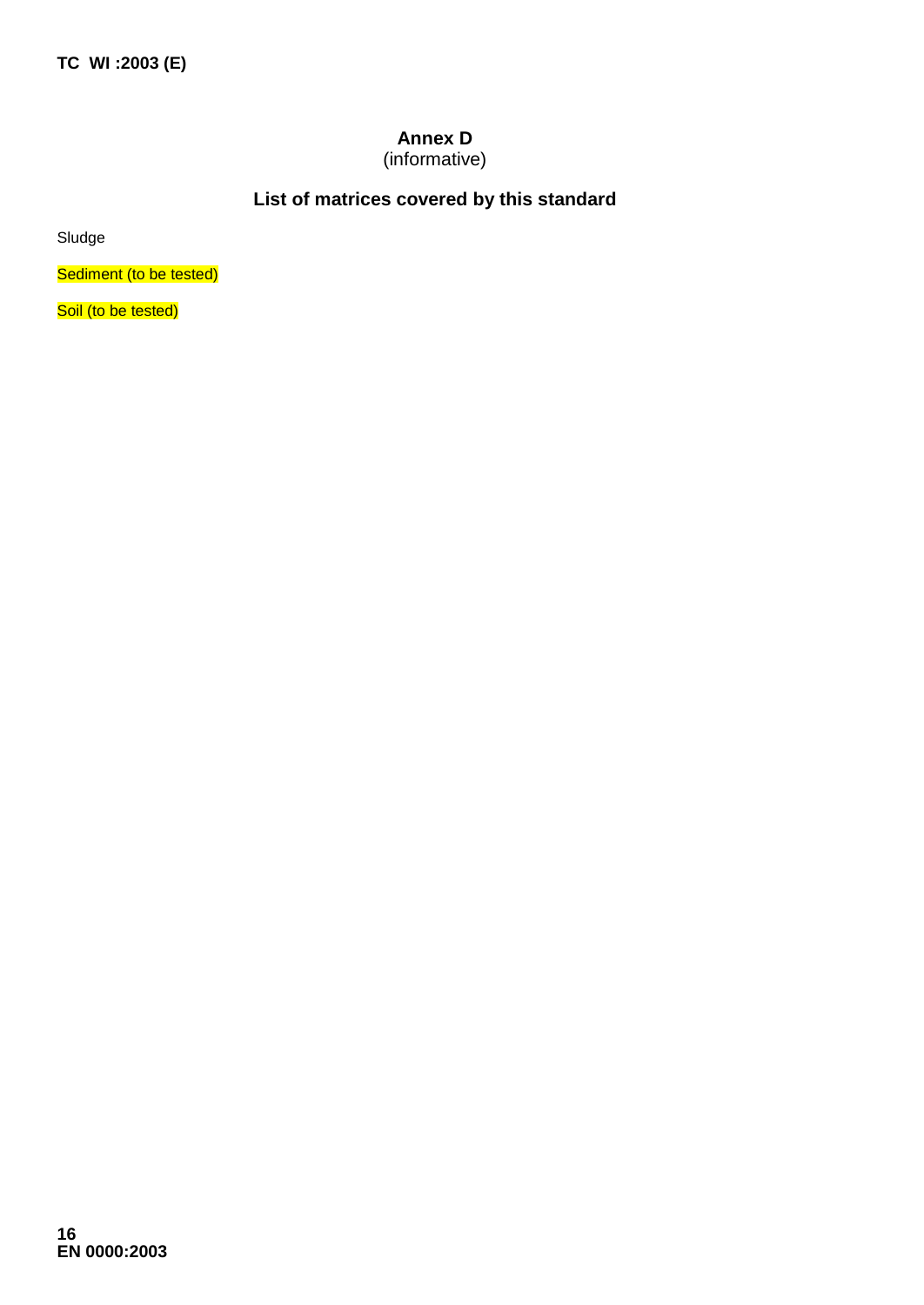# Annex D
(informative)

## List of matrices covered by this standard

Sludge

Sediment (to be tested)

Soil (to be tested)